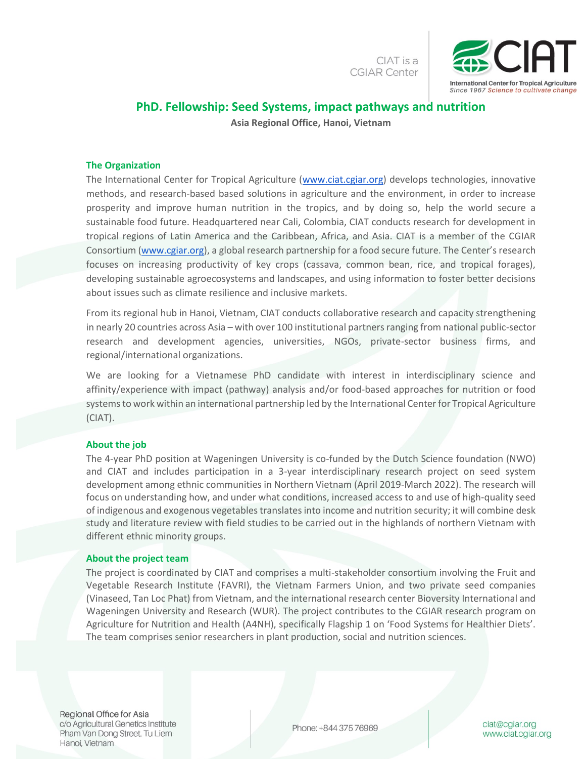CIAT is a CGIAR Center

# PhD. Fellowship: Seed Systems, impact pathways and nutrition

**Asia Regional Office, Hanoi, Vietnam**

## The Organization

The International Center for Tropical Agriculture (www.ciat.cgiar.org) develops technologies, innovative methods, and research-based based solutions in agriculture and the environment, in order to increase prosperity and improve human nutrition in the tropics, and by doing so, help the world secure a sustainable food future. Headquartered near Cali, Colombia, CIAT conducts research for development in tropical regions of Latin America and the Caribbean, Africa, and Asia. CIAT is a member of the CGIAR Consortium (www.cgiar.org), a global research partnership for a food secure future. The Center's research focuses on increasing productivity of key crops (cassava, common bean, rice, and tropical forages), developing sustainable agroecosystems and landscapes, and using information to foster better decisions about issues such as climate resilience and inclusive markets.

From its regional hub in Hanoi, Vietnam, CIAT conducts collaborative research and capacity strengthening in nearly 20 countries across Asia – with over 100 institutional partners ranging from national public-sector research and development agencies, universities, NGOs, private-sector business firms, and regional/international organizations.

We are looking for a Vietnamese PhD candidate with interest in interdisciplinary science and affinity/experience with impact (pathway) analysis and/or food-based approaches for nutrition or food systems to work within an international partnership led by the International Center for Tropical Agriculture (CIAT).

## About the job

The 4-year PhD position at Wageningen University is co-funded by the Dutch Science foundation (NWO) and CIAT and includes participation in a 3-year interdisciplinary research project on seed system development among ethnic communities in Northern Vietnam (April 2019-March 2022). The research will focus on understanding how, and under what conditions, increased access to and use of high-quality seed of indigenous and exogenous vegetables translates into income and nutrition security; it will combine desk study and literature review with field studies to be carried out in the highlands of northern Vietnam with different ethnic minority groups.

## About the project team

The project is coordinated by CIAT and comprises a multi-stakeholder consortium involving the Fruit and Vegetable Research Institute (FAVRI), the Vietnam Farmers Union, and two private seed companies (Vinaseed, Tan Loc Phat) from Vietnam, and the international research center Bioversity International and Wageningen University and Research (WUR). The project contributes to the CGIAR research program on Agriculture for Nutrition and Health (A4NH), specifically Flagship 1 on 'Food Systems for Healthier Diets'. The team comprises senior researchers in plant production, social and nutrition sciences.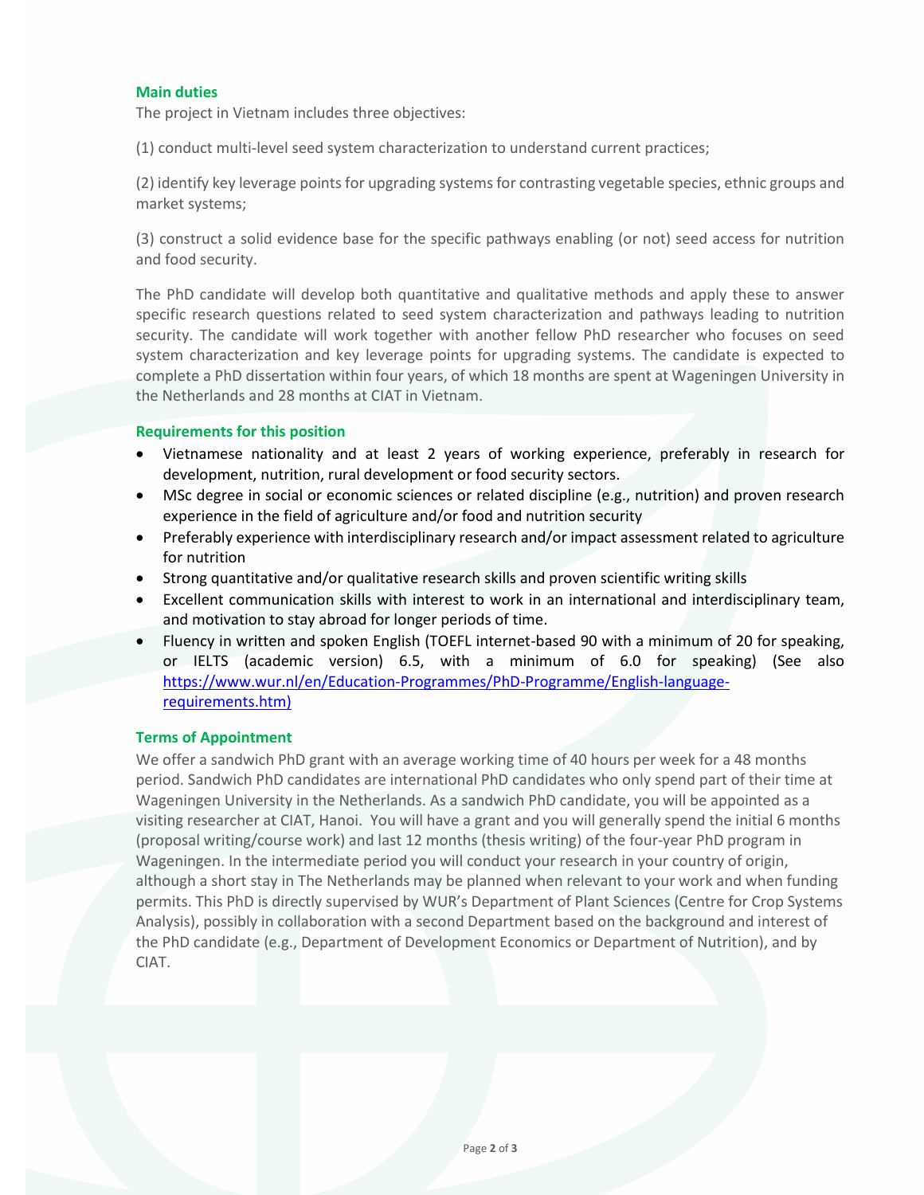### Main duties

The project in Vietnam includes three objectives:

(1) conduct multi-level seed system characterization to understand current practices;

(2) identify key leverage points for upgrading systems for contrasting vegetable species, ethnic groups and market systems;

(3) construct a solid evidence base for the specific pathways enabling (or not) seed access for nutrition and food security.

The PhD candidate will develop both quantitative and qualitative methods and apply these to answer specific research questions related to seed system characterization and pathways leading to nutrition security. The candidate will work together with another fellow PhD researcher who focuses on seed system characterization and key leverage points for upgrading systems. The candidate is expected to complete a PhD dissertation within four years, of which 18 months are spent at Wageningen University in the Netherlands and 28 months at CIAT in Vietnam.

### Requirements for this position

- Vietnamese nationality and at least 2 years of working experience, preferably in research for development, nutrition, rural development or food security sectors.
- MSc degree in social or economic sciences or related discipline (e.g., nutrition) and proven research experience in the field of agriculture and/or food and nutrition security
- Preferably experience with interdisciplinary research and/or impact assessment related to agriculture for nutrition
- Strong quantitative and/or qualitative research skills and proven scientific writing skills
- Excellent communication skills with interest to work in an international and interdisciplinary team, and motivation to stay abroad for longer periods of time.
- Fluency in written and spoken English (TOEFL internet-based 90 with a minimum of 20 for speaking, or IELTS (academic version) 6.5, with a minimum of 6.0 for speaking) (See also https://www.wur.nl/en/Education-Programmes/PhD-Programme/English-language-requirements.htm)

### Terms of Appointment

We offer a sandwich PhD grant with an average working time of 40 hours per week for a 48 months period. Sandwich PhD candidates are international PhD candidates who only spend part of their time at Wageningen University in the Netherlands. As a sandwich PhD candidate, you will be appointed as a visiting researcher at CIAT, Hanoi. You will have a grant and you will generally spend the initial 6 months (proposal writing/course work) and last 12 months (thesis writing) of the four-year PhD program in Wageningen. In the intermediate period you will conduct your research in your country of origin, although a short stay in The Netherlands may be planned when relevant to your work and when funding permits. This PhD is directly supervised by WUR's Department of Plant Sciences (Centre for Crop Systems Analysis), possibly in collaboration with a second Department based on the background and interest of the PhD candidate (e.g., Department of Development Economics or Department of Nutrition), and by CIAT.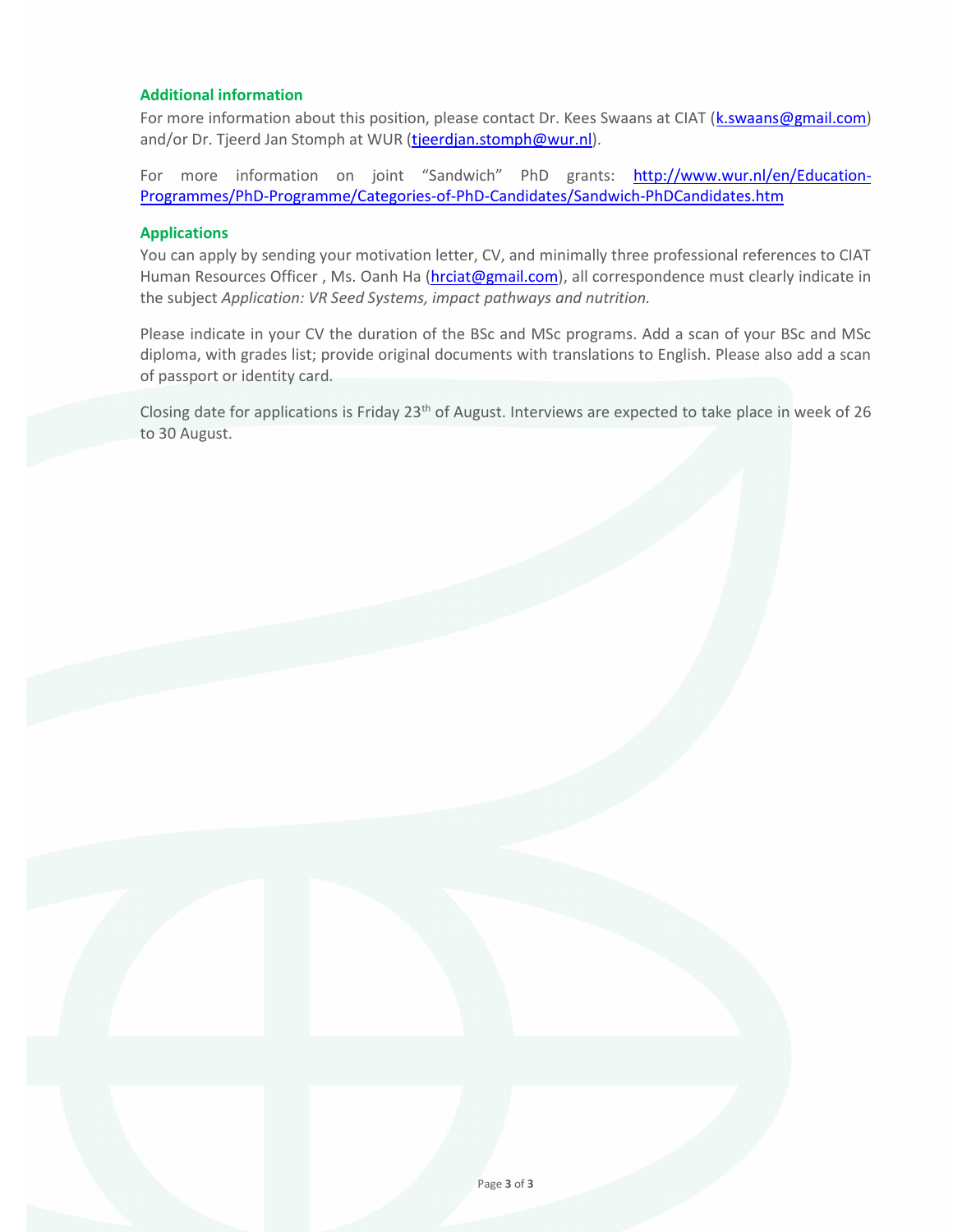### Additional information

For more information about this position, please contact Dr. Kees Swaans at CIAT (k.swaans@gmail.com) and/or Dr. Tjeerd Jan Stomph at WUR (tjeerdjan.stomph@wur.nl).

For more information on joint "Sandwich" PhD grants: http://www.wur.nl/en/Education-Programmes/PhD-Programme/Categories-of-PhD-Candidates/Sandwich-PhDCandidates.htm

### Applications

You can apply by sending your motivation letter, CV, and minimally three professional references to CIAT Human Resources Officer , Ms. Oanh Ha (hrciat@gmail.com), all correspondence must clearly indicate in the subject *Application: VR Seed Systems, impact pathways and nutrition.*

Please indicate in your CV the duration of the BSc and MSc programs. Add a scan of your BSc and MSc diploma, with grades list; provide original documents with translations to English. Please also add a scan of passport or identity card.

Closing date for applications is Friday 23th of August. Interviews are expected to take place in week of 26 to 30 August.